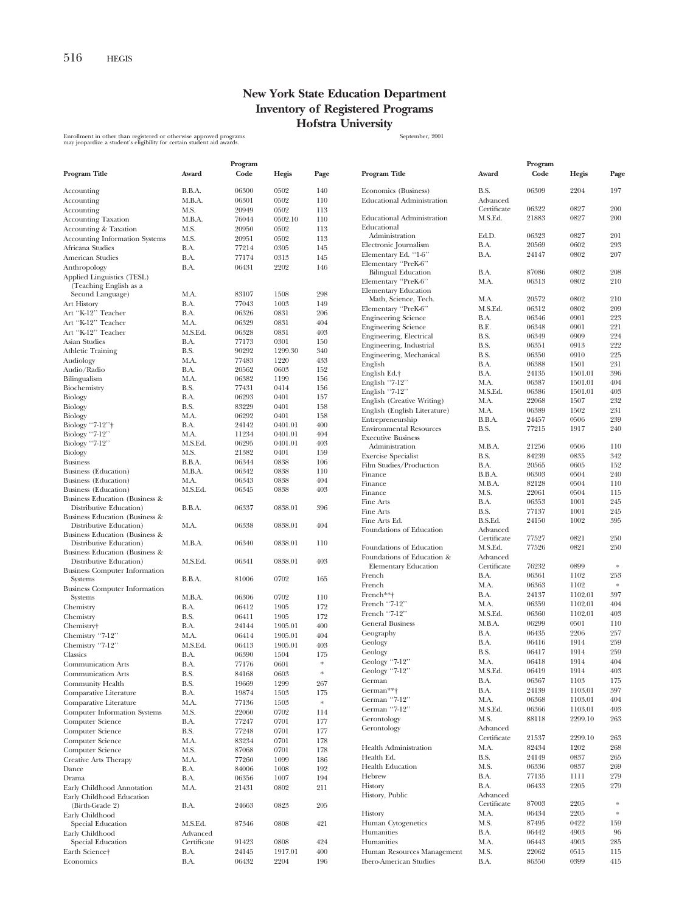# New York State Education Department
# Inventory of Registered Programs
# Hofstra University

Enrollment in other than registered or otherwise approved programs may jeopardize a student's eligibility for certain student aid awards.

September, 2001

| Program Title | Award | Program Code | Hegis | Page |
|---|---|---|---|---|
| Accounting | B.B.A. | 06300 | 0502 | 140 |
| Accounting | M.B.A. | 06301 | 0502 | 110 |
| Accounting | M.S. | 20949 | 0502 | 113 |
| Accounting Taxation | M.B.A. | 76044 | 0502.10 | 110 |
| Accounting & Taxation | M.S. | 20950 | 0502 | 113 |
| Accounting Information Systems | M.S. | 20951 | 0502 | 113 |
| Africana Studies | B.A. | 77214 | 0305 | 145 |
| American Studies | B.A. | 77174 | 0313 | 145 |
| Anthropology | B.A. | 06431 | 2202 | 146 |
| Applied Linguistics (TESL) (Teaching English as a Second Language) | M.A. | 83107 | 1508 | 298 |
| Art History | B.A. | 77043 | 1003 | 149 |
| Art "K-12" Teacher | B.A. | 06326 | 0831 | 206 |
| Art "K-12" Teacher | M.A. | 06329 | 0831 | 404 |
| Art "K-12" Teacher | M.S.Ed. | 06328 | 0831 | 403 |
| Asian Studies | B.A. | 77173 | 0301 | 150 |
| Athletic Training | B.S. | 90292 | 1299.30 | 340 |
| Audiology | M.A. | 77483 | 1220 | 433 |
| Audio/Radio | B.A. | 20562 | 0603 | 152 |
| Bilingualism | M.A. | 06382 | 1199 | 156 |
| Biochemistry | B.S. | 77431 | 0414 | 156 |
| Biology | B.A. | 06293 | 0401 | 157 |
| Biology | B.S. | 83229 | 0401 | 158 |
| Biology | M.A. | 06292 | 0401 | 158 |
| Biology "7-12"† | B.A. | 24142 | 0401.01 | 400 |
| Biology "7-12" | M.A. | 11234 | 0401.01 | 404 |
| Biology "7-12" | M.S.Ed. | 06295 | 0401.01 | 403 |
| Biology | M.S. | 21382 | 0401 | 159 |
| Business | B.B.A. | 06344 | 0838 | 106 |
| Business (Education) | M.B.A. | 06342 | 0838 | 110 |
| Business (Education) | M.A. | 06343 | 0838 | 404 |
| Business (Education) | M.S.Ed. | 06345 | 0838 | 403 |
| Business Education (Business & Distributive Education) | B.B.A. | 06337 | 0838.01 | 396 |
| Business Education (Business & Distributive Education) | M.A. | 06338 | 0838.01 | 404 |
| Business Education (Business & Distributive Education) | M.B.A. | 06340 | 0838.01 | 110 |
| Business Education (Business & Distributive Education) | M.S.Ed. | 06341 | 0838.01 | 403 |
| Business Computer Information Systems | B.B.A. | 81006 | 0702 | 165 |
| Business Computer Information Systems | M.B.A. | 06306 | 0702 | 110 |
| Chemistry | B.A. | 06412 | 1905 | 172 |
| Chemistry | B.S. | 06411 | 1905 | 172 |
| Chemistry† | B.A. | 24144 | 1905.01 | 400 |
| Chemistry "7-12" | M.A. | 06414 | 1905.01 | 404 |
| Chemistry "7-12" | M.S.Ed. | 06413 | 1905.01 | 403 |
| Classics | B.A. | 06390 | 1504 | 175 |
| Communication Arts | B.A. | 77176 | 0601 | * |
| Communication Arts | B.S. | 84168 | 0603 | * |
| Community Health | B.S. | 19669 | 1299 | 267 |
| Comparative Literature | B.A. | 19874 | 1503 | 175 |
| Comparative Literature | M.A. | 77136 | 1503 | * |
| Computer Information Systems | M.S. | 22060 | 0702 | 114 |
| Computer Science | B.A. | 77247 | 0701 | 177 |
| Computer Science | B.S. | 77248 | 0701 | 177 |
| Computer Science | M.A. | 83234 | 0701 | 178 |
| Computer Science | M.S. | 87068 | 0701 | 178 |
| Creative Arts Therapy | M.A. | 77260 | 1099 | 186 |
| Dance | B.A. | 84006 | 1008 | 192 |
| Drama | B.A. | 06356 | 1007 | 194 |
| Early Childhood Annotation | M.A. | 21431 | 0802 | 211 |
| Early Childhood Education (Birth-Grade 2) | B.A. | 24663 | 0823 | 205 |
| Early Childhood Special Education | M.S.Ed. | 87346 | 0808 | 421 |
| Early Childhood Special Education | Advanced Certificate | 91423 | 0808 | 424 |
| Earth Science† | B.A. | 24145 | 1917.01 | 400 |
| Economics | B.A. | 06432 | 2204 | 196 |
| Economics (Business) | B.S. | 06309 | 2204 | 197 |
| Educational Administration | Advanced Certificate | 06322 | 0827 | 200 |
| Educational Administration | M.S.Ed. | 21883 | 0827 | 200 |
| Educational Administration | Ed.D. | 06323 | 0827 | 201 |
| Electronic Journalism | B.A. | 20569 | 0602 | 293 |
| Elementary Ed. "1-6" | B.A. | 24147 | 0802 | 207 |
| Elementary "PreK-6" Bilingual Education | B.A. | 87086 | 0802 | 208 |
| Elementary "PreK-6" | M.A. | 06313 | 0802 | 210 |
| Elementary Education Math, Science, Tech. | M.A. | 20572 | 0802 | 210 |
| Elementary "PreK-6" | M.S.Ed. | 06312 | 0802 | 209 |
| Engineering Science | B.A. | 06346 | 0901 | 223 |
| Engineering Science | B.E. | 06348 | 0901 | 221 |
| Engineering, Electrical | B.S. | 06349 | 0909 | 224 |
| Engineering, Industrial | B.S. | 06351 | 0913 | 222 |
| Engineering, Mechanical | B.S. | 06350 | 0910 | 225 |
| English | B.A. | 06388 | 1501 | 231 |
| English Ed.† | B.A. | 24135 | 1501.01 | 396 |
| English "7-12" | M.A. | 06387 | 1501.01 | 404 |
| English "7-12" | M.S.Ed. | 06386 | 1501.01 | 403 |
| English (Creative Writing) | M.A. | 22068 | 1507 | 232 |
| English (English Literature) | M.A. | 06389 | 1502 | 231 |
| Entrepreneurship | B.B.A. | 24457 | 0506 | 239 |
| Environmental Resources | B.S. | 77215 | 1917 | 240 |
| Executive Business Administration | M.B.A. | 21256 | 0506 | 110 |
| Exercise Specialist | B.S. | 84239 | 0835 | 342 |
| Film Studies/Production | B.A. | 20565 | 0605 | 152 |
| Finance | B.B.A. | 06303 | 0504 | 240 |
| Finance | M.B.A. | 82128 | 0504 | 110 |
| Finance | M.S. | 22061 | 0504 | 115 |
| Fine Arts | B.A. | 06353 | 1001 | 245 |
| Fine Arts | B.S. | 77137 | 1001 | 245 |
| Fine Arts Ed. | B.S.Ed. | 24150 | 1002 | 395 |
| Foundations of Education | Advanced Certificate | 77527 | 0821 | 250 |
| Foundations of Education | M.S.Ed. | 77526 | 0821 | 250 |
| Foundations of Education & Elementary Education | Advanced Certificate | 76232 | 0899 | * |
| French | B.A. | 06361 | 1102 | 253 |
| French | M.A. | 06363 | 1102 | * |
| French**† | B.A. | 24137 | 1102.01 | 397 |
| French "7-12" | M.A. | 06359 | 1102.01 | 404 |
| French "7-12" | M.S.Ed. | 06360 | 1102.01 | 403 |
| General Business | M.B.A. | 06299 | 0501 | 110 |
| Geography | B.A. | 06435 | 2206 | 257 |
| Geology | B.A. | 06416 | 1914 | 259 |
| Geology | B.S. | 06417 | 1914 | 259 |
| Geology "7-12" | M.A. | 06418 | 1914 | 404 |
| Geology "7-12" | M.S.Ed. | 06419 | 1914 | 403 |
| German | B.A. | 06367 | 1103 | 175 |
| German**† | B.A. | 24139 | 1103.01 | 397 |
| German "7-12" | M.A. | 06368 | 1103.01 | 404 |
| German "7-12" | M.S.Ed. | 06366 | 1103.01 | 403 |
| Gerontology | M.S. | 88118 | 2299.10 | 263 |
| Gerontology | Advanced Certificate | 21537 | 2299.10 | 263 |
| Health Administration | M.A. | 82434 | 1202 | 268 |
| Health Ed. | B.S. | 24149 | 0837 | 265 |
| Health Education | M.S. | 06336 | 0837 | 269 |
| Hebrew | B.A. | 77135 | 1111 | 279 |
| History | B.A. | 06433 | 2205 | 279 |
| History, Public | Advanced Certificate | 87003 | 2205 | * |
| History | M.A. | 06434 | 2205 | * |
| Human Cytogenetics | M.S. | 87495 | 0422 | 159 |
| Humanities | B.A. | 06442 | 4903 | 96 |
| Humanities | M.A. | 06443 | 4903 | 285 |
| Human Resources Management | M.S. | 22062 | 0515 | 115 |
| Ibero-American Studies | B.A. | 86350 | 0399 | 415 |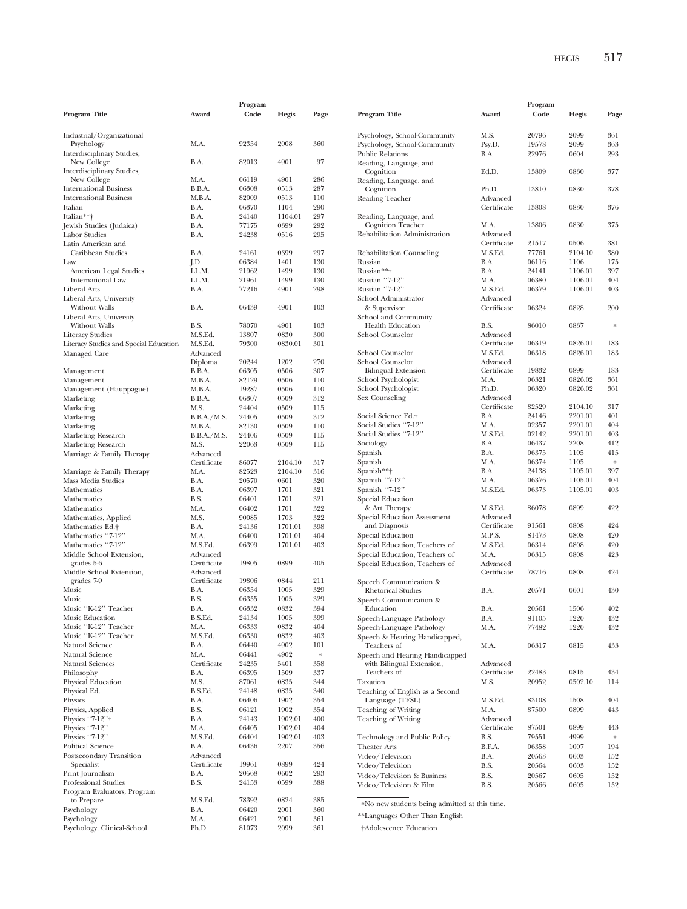| Program Title | Award | Program Code | Hegis | Page |
|---|---|---|---|---|
| Industrial/Organizational Psychology | M.A. | 92354 | 2008 | 360 |
| Interdisciplinary Studies, New College | B.A. | 82013 | 4901 | 97 |
| Interdisciplinary Studies, New College | M.A. | 06119 | 4901 | 286 |
| International Business | B.B.A. | 06308 | 0513 | 287 |
| International Business | M.B.A. | 82009 | 0513 | 110 |
| Italian | B.A. | 06370 | 1104 | 290 |
| Italian**† | B.A. | 24140 | 1104.01 | 297 |
| Jewish Studies (Judaica) | B.A. | 77175 | 0399 | 292 |
| Labor Studies | B.A. | 24238 | 0516 | 295 |
| Latin American and Caribbean Studies | B.A. | 24161 | 0399 | 297 |
| Law | J.D. | 06384 | 1401 | 130 |
| American Legal Studies | LL.M. | 21962 | 1499 | 130 |
| International Law | LL.M. | 21961 | 1499 | 130 |
| Liberal Arts | B.A. | 77216 | 4901 | 298 |
| Liberal Arts, University Without Walls | B.A. | 06439 | 4901 | 103 |
| Liberal Arts, University Without Walls | B.S. | 78070 | 4901 | 103 |
| Literacy Studies | M.S.Ed. | 13807 | 0830 | 300 |
| Literacy Studies and Special Education | M.S.Ed. | 79300 | 0830.01 | 301 |
| Managed Care | Advanced Diploma | 20244 | 1202 | 270 |
| Management | B.B.A. | 06305 | 0506 | 307 |
| Management | M.B.A. | 82129 | 0506 | 110 |
| Management (Hauppague) | M.B.A. | 19287 | 0506 | 110 |
| Marketing | B.B.A. | 06307 | 0509 | 312 |
| Marketing | M.S. | 24404 | 0509 | 115 |
| Marketing | B.B.A./M.S. | 24405 | 0509 | 312 |
| Marketing | M.B.A. | 82130 | 0509 | 110 |
| Marketing Research | B.B.A./M.S. | 24406 | 0509 | 115 |
| Marketing Research | M.S. | 22063 | 0509 | 115 |
| Marriage & Family Therapy | Advanced Certificate | 86077 | 2104.10 | 317 |
| Marriage & Family Therapy | M.A. | 82523 | 2104.10 | 316 |
| Mass Media Studies | B.A. | 20570 | 0601 | 320 |
| Mathematics | B.A. | 06397 | 1701 | 321 |
| Mathematics | B.S. | 06401 | 1701 | 321 |
| Mathematics | M.A. | 06402 | 1701 | 322 |
| Mathematics, Applied | M.S. | 90085 | 1703 | 322 |
| Mathematics Ed.† | B.A. | 24136 | 1701.01 | 398 |
| Mathematics "7-12" | M.A. | 06400 | 1701.01 | 404 |
| Mathematics "7-12" | M.S.Ed. | 06399 | 1701.01 | 403 |
| Middle School Extension, grades 5-6 | Advanced Certificate | 19805 | 0899 | 405 |
| Middle School Extension, grades 7-9 | Advanced Certificate | 19806 | 0844 | 211 |
| Music | B.A. | 06354 | 1005 | 329 |
| Music | B.S. | 06355 | 1005 | 329 |
| Music "K-12" Teacher | B.A. | 06332 | 0832 | 394 |
| Music Education | B.S.Ed. | 24134 | 1005 | 399 |
| Music "K-12" Teacher | M.A. | 06333 | 0832 | 404 |
| Music "K-12" Teacher | M.S.Ed. | 06330 | 0832 | 403 |
| Natural Science | B.A. | 06440 | 4902 | 101 |
| Natural Science | M.A. | 06441 | 4902 | * |
| Natural Sciences | Certificate | 24235 | 5401 | 358 |
| Philosophy | B.A. | 06395 | 1509 | 337 |
| Physical Education | M.S. | 87061 | 0835 | 344 |
| Physical Ed. | B.S.Ed. | 24148 | 0835 | 340 |
| Physics | B.A. | 06406 | 1902 | 354 |
| Physics, Applied | B.S. | 06121 | 1902 | 354 |
| Physics "7-12"† | B.A. | 24143 | 1902.01 | 400 |
| Physics "7-12" | M.A. | 06405 | 1902.01 | 404 |
| Physics "7-12" | M.S.Ed. | 06404 | 1902.01 | 403 |
| Political Science | B.A. | 06436 | 2207 | 356 |
| Postsecondary Transition Specialist | Advanced Certificate | 19961 | 0899 | 424 |
| Print Journalism | B.A. | 20568 | 0602 | 293 |
| Professional Studies | B.S. | 24153 | 0599 | 388 |
| Program Evaluators, Program to Prepare | M.S.Ed. | 78392 | 0824 | 385 |
| Psychology | B.A. | 06420 | 2001 | 360 |
| Psychology | M.A. | 06421 | 2001 | 361 |
| Psychology, Clinical-School | Ph.D. | 81073 | 2099 | 361 |
| Psychology, School-Community | M.S. | 20796 | 2099 | 361 |
| Psychology, School-Community | Psy.D. | 19578 | 2099 | 363 |
| Public Relations | B.A. | 22976 | 0604 | 293 |
| Reading, Language, and Cognition | Ed.D. | 13809 | 0830 | 377 |
| Reading, Language, and Cognition | Ph.D. | 13810 | 0830 | 378 |
| Reading Teacher | Advanced Certificate | 13808 | 0830 | 376 |
| Reading, Language, and Cognition Teacher | M.A. | 13806 | 0830 | 375 |
| Rehabilitation Administration | Advanced Certificate | 21517 | 0506 | 381 |
| Rehabilitation Counseling | M.S.Ed. | 77761 | 2104.10 | 380 |
| Russian | B.A. | 06116 | 1106 | 175 |
| Russian**† | B.A. | 24141 | 1106.01 | 397 |
| Russian "7-12" | M.A. | 06380 | 1106.01 | 404 |
| Russian "7-12" | M.S.Ed. | 06379 | 1106.01 | 403 |
| School Administrator & Supervisor | Advanced Certificate | 06324 | 0828 | 200 |
| School and Community Health Education | B.S. | 86010 | 0837 | * |
| School Counselor | Advanced Certificate | 06319 | 0826.01 | 183 |
| School Counselor | M.S.Ed. | 06318 | 0826.01 | 183 |
| School Counselor Bilingual Extension | Advanced Certificate | 19832 | 0899 | 183 |
| School Psychologist | M.A. | 06321 | 0826.02 | 361 |
| School Psychologist | Ph.D. | 06320 | 0826.02 | 361 |
| Sex Counseling | Advanced Certificate | 82529 | 2104.10 | 317 |
| Social Science Ed.† | B.A. | 24146 | 2201.01 | 401 |
| Social Studies "7-12" | M.A. | 02357 | 2201.01 | 404 |
| Social Studies "7-12" | M.S.Ed. | 02142 | 2201.01 | 403 |
| Sociology | B.A. | 06437 | 2208 | 412 |
| Spanish | B.A. | 06375 | 1105 | 415 |
| Spanish | M.A. | 06374 | 1105 | * |
| Spanish**† | B.A. | 24138 | 1105.01 | 397 |
| Spanish "7-12" | M.A. | 06376 | 1105.01 | 404 |
| Spanish "7-12" | M.S.Ed. | 06373 | 1105.01 | 403 |
| Special Education & Art Therapy | M.S.Ed. | 86078 | 0899 | 422 |
| Special Education Assessment and Diagnosis | Advanced Certificate | 91561 | 0808 | 424 |
| Special Education | M.P.S. | 81473 | 0808 | 420 |
| Special Education, Teachers of | M.S.Ed. | 06314 | 0808 | 420 |
| Special Education, Teachers of | M.A. | 06315 | 0808 | 423 |
| Special Education, Teachers of | Advanced Certificate | 78716 | 0808 | 424 |
| Speech Communication & Rhetorical Studies | B.A. | 20571 | 0601 | 430 |
| Speech Communication & Education | B.A. | 20561 | 1506 | 402 |
| Speech-Language Pathology | B.A. | 81105 | 1220 | 432 |
| Speech-Language Pathology | M.A. | 77482 | 1220 | 432 |
| Speech & Hearing Handicapped, Teachers of | M.A. | 06317 | 0815 | 433 |
| Speech and Hearing Handicapped with Bilingual Extension, Teachers of | Advanced Certificate | 22483 | 0815 | 434 |
| Taxation | M.S. | 20952 | 0502.10 | 114 |
| Teaching of English as a Second Language (TESL) | M.S.Ed. | 83108 | 1508 | 404 |
| Teaching of Writing | M.A. | 87500 | 0899 | 443 |
| Teaching of Writing | Advanced Certificate | 87501 | 0899 | 443 |
| Technology and Public Policy | B.S. | 79551 | 4999 | * |
| Theater Arts | B.F.A. | 06358 | 1007 | 194 |
| Video/Television | B.A. | 20563 | 0603 | 152 |
| Video/Television | B.S. | 20564 | 0603 | 152 |
| Video/Television & Business | B.S. | 20567 | 0605 | 152 |
| Video/Television & Film | B.S. | 20566 | 0605 | 152 |

*No new students being admitted at this time.

**Languages Other Than English

†Adolescence Education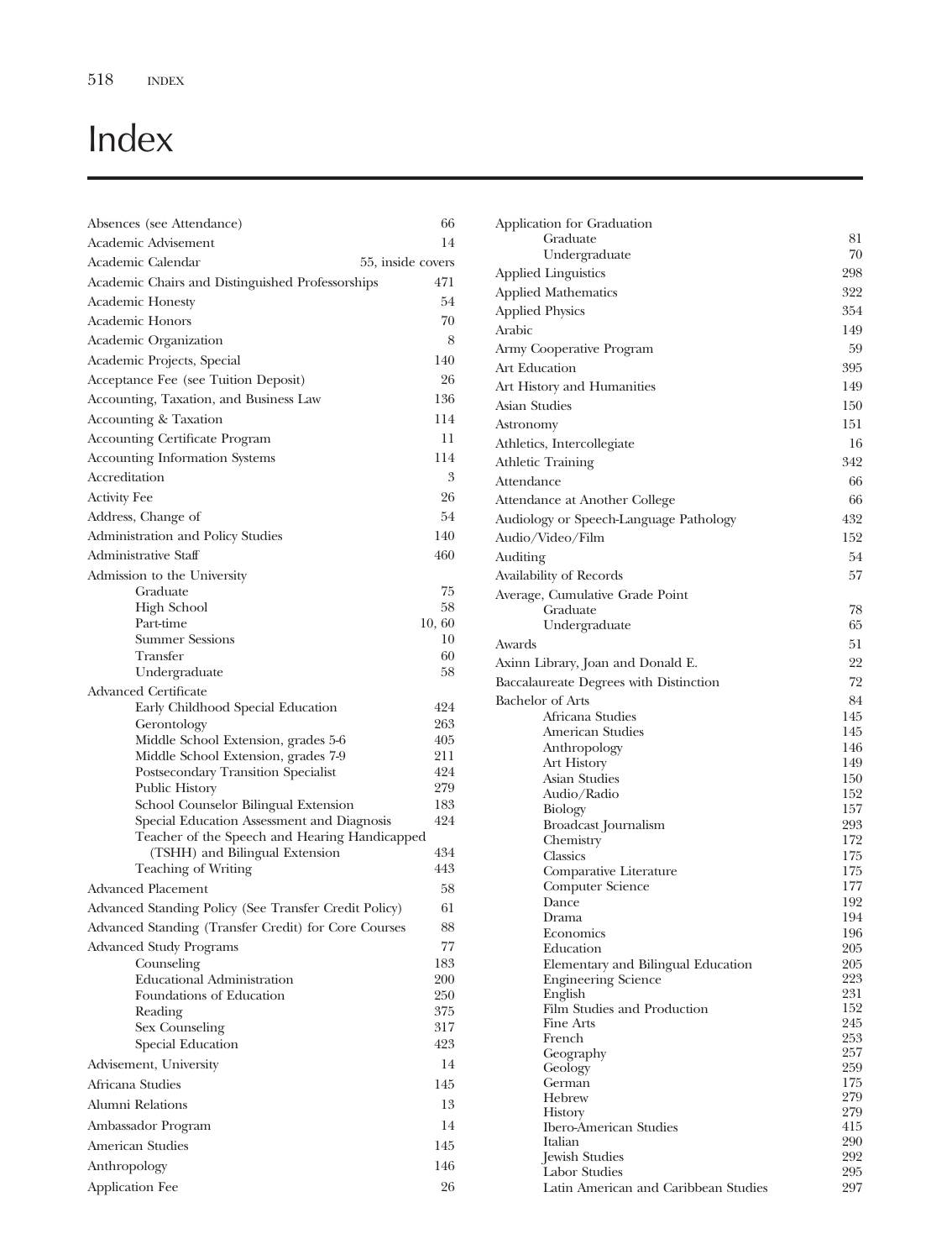# Index

Absences (see Attendance) 66
Academic Advisement 14
Academic Calendar 55, inside covers
Academic Chairs and Distinguished Professorships 471
Academic Honesty 54
Academic Honors 70
Academic Organization 8
Academic Projects, Special 140
Acceptance Fee (see Tuition Deposit) 26
Accounting, Taxation, and Business Law 136
Accounting & Taxation 114
Accounting Certificate Program 11
Accounting Information Systems 114
Accreditation 3
Activity Fee 26
Address, Change of 54
Administration and Policy Studies 140
Administrative Staff 460
Admission to the University
- Graduate 75
- High School 58
- Part-time 10, 60
- Summer Sessions 10
- Transfer 60
- Undergraduate 58

Advanced Certificate
- Early Childhood Special Education 424
- Gerontology 263
- Middle School Extension, grades 5-6 405
- Middle School Extension, grades 7-9 211
- Postsecondary Transition Specialist 424
- Public History 279
- School Counselor Bilingual Extension 183
- Special Education Assessment and Diagnosis 424
- Teacher of the Speech and Hearing Handicapped (TSHH) and Bilingual Extension 434
- Teaching of Writing 443

Advanced Placement 58
Advanced Standing Policy (See Transfer Credit Policy) 61
Advanced Standing (Transfer Credit) for Core Courses 88
Advanced Study Programs 77
- Counseling 183
- Educational Administration 200
- Foundations of Education 250
- Reading 375
- Sex Counseling 317
- Special Education 423

Advisement, University 14
Africana Studies 145
Alumni Relations 13
Ambassador Program 14
American Studies 145
Anthropology 146
Application Fee 26
Application for Graduation
- Graduate 81
- Undergraduate 70

Applied Linguistics 298
Applied Mathematics 322
Applied Physics 354
Arabic 149
Army Cooperative Program 59
Art Education 395
Art History and Humanities 149
Asian Studies 150
Astronomy 151
Athletics, Intercollegiate 16
Athletic Training 342
Attendance 66
Attendance at Another College 66
Audiology or Speech-Language Pathology 432
Audio/Video/Film 152
Auditing 54
Availability of Records 57
Average, Cumulative Grade Point
- Graduate 78
- Undergraduate 65

Awards 51
Axinn Library, Joan and Donald E. 22
Baccalaureate Degrees with Distinction 72
Bachelor of Arts 84
- Africana Studies 145
- American Studies 145
- Anthropology 146
- Art History 149
- Asian Studies 150
- Audio/Radio 152
- Biology 157
- Broadcast Journalism 293
- Chemistry 172
- Classics 175
- Comparative Literature 175
- Computer Science 177
- Dance 192
- Drama 194
- Economics 196
- Education 205
- Elementary and Bilingual Education 205
- Engineering Science 223
- English 231
- Film Studies and Production 152
- Fine Arts 245
- French 253
- Geography 257
- Geology 259
- German 175
- Hebrew 279
- History 279
- Ibero-American Studies 415
- Italian 290
- Jewish Studies 292
- Labor Studies 295
- Latin American and Caribbean Studies 297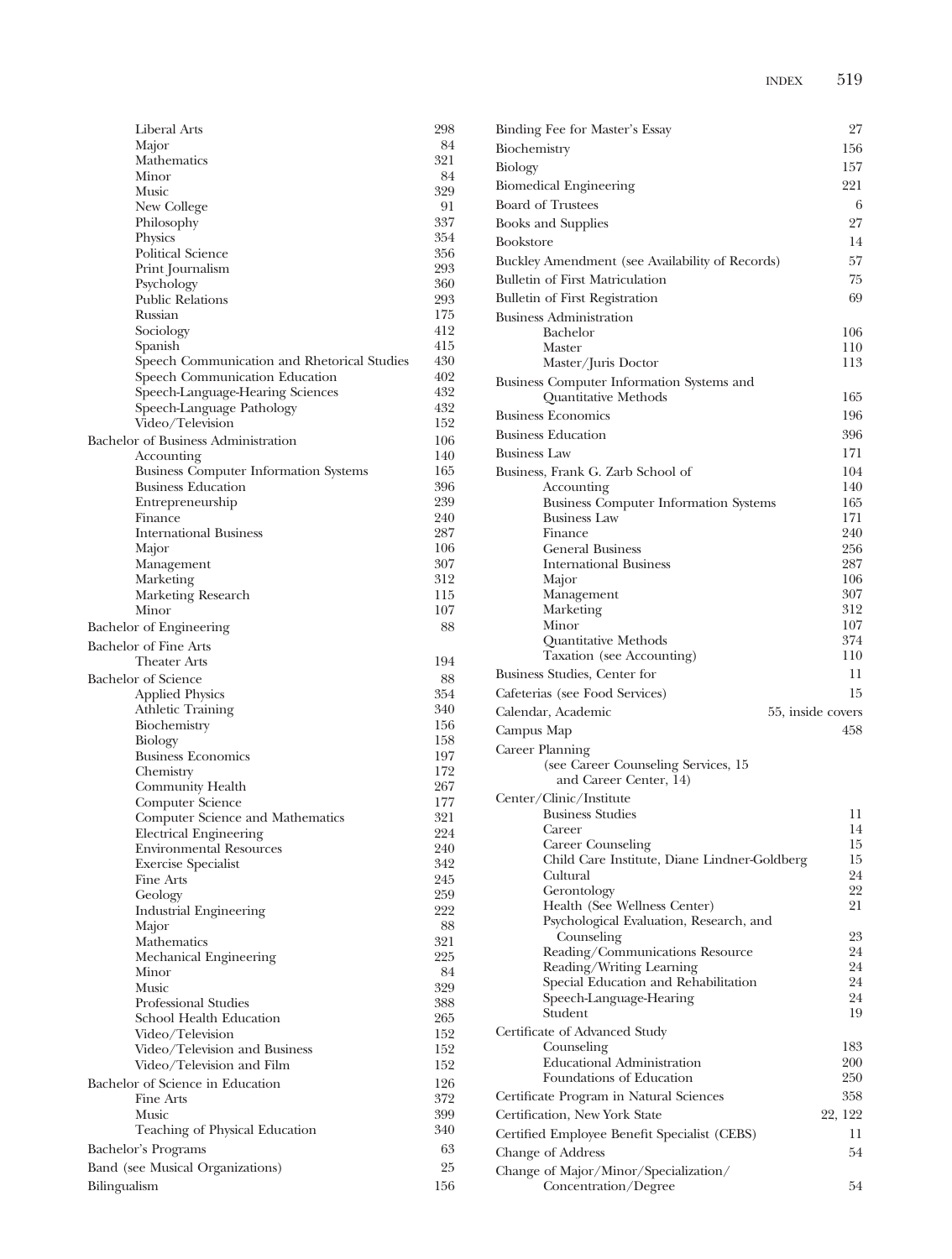- Liberal Arts 298
- Major 84
- Mathematics 321
- Minor 84
- Music 329
- New College 91
- Philosophy 337
- Physics 354
- Political Science 356
- Print Journalism 293
- Psychology 360
- Public Relations 293
- Russian 175
- Sociology 412
- Spanish 415
- Speech Communication and Rhetorical Studies 430
- Speech Communication Education 402
- Speech-Language-Hearing Sciences 432
- Speech-Language Pathology 432
- Video/Television 152

Bachelor of Business Administration 106
- Accounting 140
- Business Computer Information Systems 165
- Business Education 396
- Entrepreneurship 239
- Finance 240
- International Business 287
- Major 106
- Management 307
- Marketing 312
- Marketing Research 115
- Minor 107

Bachelor of Engineering 88

Bachelor of Fine Arts
- Theater Arts 194

Bachelor of Science 88
- Applied Physics 354
- Athletic Training 340
- Biochemistry 156
- Biology 158
- Business Economics 197
- Chemistry 172
- Community Health 267
- Computer Science 177
- Computer Science and Mathematics 321
- Electrical Engineering 224
- Environmental Resources 240
- Exercise Specialist 342
- Fine Arts 245
- Geology 259
- Industrial Engineering 222
- Major 88
- Mathematics 321
- Mechanical Engineering 225
- Minor 84
- Music 329
- Professional Studies 388
- School Health Education 265
- Video/Television 152
- Video/Television and Business 152
- Video/Television and Film 152

Bachelor of Science in Education 126
- Fine Arts 372
- Music 399
- Teaching of Physical Education 340

Bachelor's Programs 63

Band (see Musical Organizations) 25

Bilingualism 156

Binding Fee for Master's Essay 27

Biochemistry 156

Biology 157

Biomedical Engineering 221

Board of Trustees 6

Books and Supplies 27

Bookstore 14

Buckley Amendment (see Availability of Records) 57

Bulletin of First Matriculation 75

Bulletin of First Registration 69

Business Administration
- Bachelor 106
- Master 110
- Master/Juris Doctor 113

Business Computer Information Systems and Quantitative Methods 165

Business Economics 196

Business Education 396

Business Law 171

Business, Frank G. Zarb School of 104
- Accounting 140
- Business Computer Information Systems 165
- Business Law 171
- Finance 240
- General Business 256
- International Business 287
- Major 106
- Management 307
- Marketing 312
- Minor 107
- Quantitative Methods 374
- Taxation (see Accounting) 110

Business Studies, Center for 11

Cafeterias (see Food Services) 15

Calendar, Academic 55, inside covers

Campus Map 458

Career Planning
- (see Career Counseling Services, 15 and Career Center, 14)

Center/Clinic/Institute
- Business Studies 11
- Career 14
- Career Counseling 15
- Child Care Institute, Diane Lindner-Goldberg 15
- Cultural 24
- Gerontology 22
- Health (See Wellness Center) 21
- Psychological Evaluation, Research, and Counseling 23
- Reading/Communications Resource 24
- Reading/Writing Learning 24
- Special Education and Rehabilitation 24
- Speech-Language-Hearing 24
- Student 19

Certificate of Advanced Study
- Counseling 183
- Educational Administration 200
- Foundations of Education 250

Certificate Program in Natural Sciences 358

Certification, New York State 22, 122

Certified Employee Benefit Specialist (CEBS) 11

Change of Address 54

Change of Major/Minor/Specialization/Concentration/Degree 54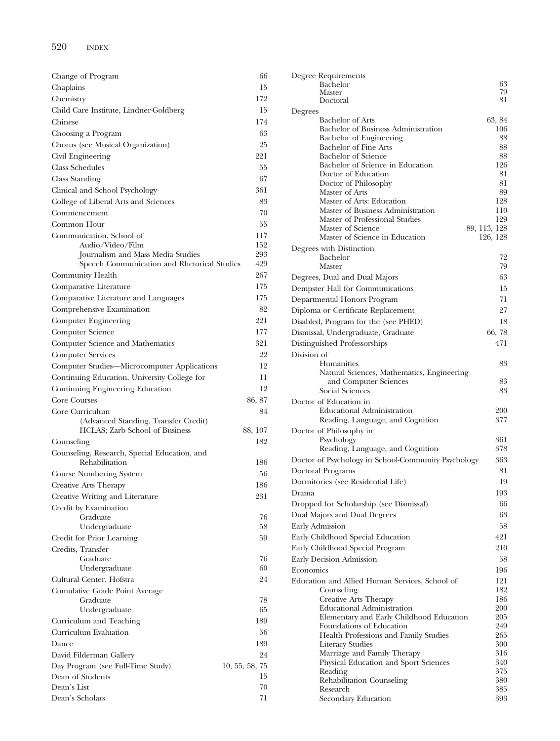Change of Program 66
Chaplains 15
Chemistry 172
Child Care Institute, Lindner-Goldberg 15
Chinese 174
Choosing a Program 63
Chorus (see Musical Organization) 25
Civil Engineering 221
Class Schedules 55
Class Standing 67
Clinical and School Psychology 361
College of Liberal Arts and Sciences 83
Commencement 70
Common Hour 55
Communication, School of 117
- Audio/Video/Film 152
- Journalism and Mass Media Studies 293
- Speech Communication and Rhetorical Studies 429

Community Health 267
Comparative Literature 175
Comparative Literature and Languages 175
Comprehensive Examination 82
Computer Engineering 221
Computer Science 177
Computer Science and Mathematics 321
Computer Services 22
Computer Studies—Microcomputer Applications 12
Continuing Education, University College for 11
Continuing Engineering Education 12
Core Courses 86, 87
Core Curriculum 84
- (Advanced Standing, Transfer Credit)
- HCLAS; Zarb School of Business 88, 107

Counseling 182
Counseling, Research, Special Education, and Rehabilitation 186
Course Numbering System 56
Creative Arts Therapy 186
Creative Writing and Literature 231
Credit by Examination
- Graduate 76
- Undergraduate 58

Credit for Prior Learning 59
Credits, Transfer
- Graduate 76
- Undergraduate 60

Cultural Center, Hofstra 24
Cumulative Grade Point Average
- Graduate 78
- Undergraduate 65

Curriculum and Teaching 189
Curriculum Evaluation 56
Dance 189
David Filderman Gallery 24
Day Program (see Full-Time Study) 10, 55, 58, 75
Dean of Students 15
Dean's List 70
Dean's Scholars 71

Degree Requirements
- Bachelor 63
- Master 79
- Doctoral 81

Degrees
- Bachelor of Arts 63, 84
- Bachelor of Business Administration 106
- Bachelor of Engineering 88
- Bachelor of Fine Arts 88
- Bachelor of Science 88
- Bachelor of Science in Education 126
- Doctor of Education 81
- Doctor of Philosophy 81
- Master of Arts 89
- Master of Arts: Education 128
- Master of Business Administration 110
- Master of Professional Studies 129
- Master of Science 89, 113, 128
- Master of Science in Education 126, 128

Degrees with Distinction
- Bachelor 72
- Master 79

Degrees, Dual and Dual Majors 63
Dempster Hall for Communications 15
Departmental Honors Program 71
Diploma or Certificate Replacement 27
Disabled, Program for the (see PHED) 18
Dismissal, Undergraduate, Graduate 66, 78
Distinguished Professorships 471
Division of
- Humanities 83
- Natural Sciences, Mathematics, Engineering and Computer Sciences 83
- Social Sciences 83

Doctor of Education in
- Educational Administration 200
- Reading, Language, and Cognition 377

Doctor of Philosophy in
- Psychology 361
- Reading, Language, and Cognition 378

Doctor of Psychology in School-Community Psychology 363
Doctoral Programs 81
Dormitories (see Residential Life) 19
Drama 193
Dropped for Scholarship (see Dismissal) 66
Dual Majors and Dual Degrees 63
Early Admission 58
Early Childhood Special Education 421
Early Childhood Special Program 210
Early Decision Admission 58
Economics 196
Education and Allied Human Services, School of 121
- Counseling 182
- Creative Arts Therapy 186
- Educational Administration 200
- Elementary and Early Childhood Education 205
- Foundations of Education 249
- Health Professions and Family Studies 265
- Literacy Studies 300
- Marriage and Family Therapy 316
- Physical Education and Sport Sciences 340
- Reading 375
- Rehabilitation Counseling 380
- Research 385
- Secondary Education 393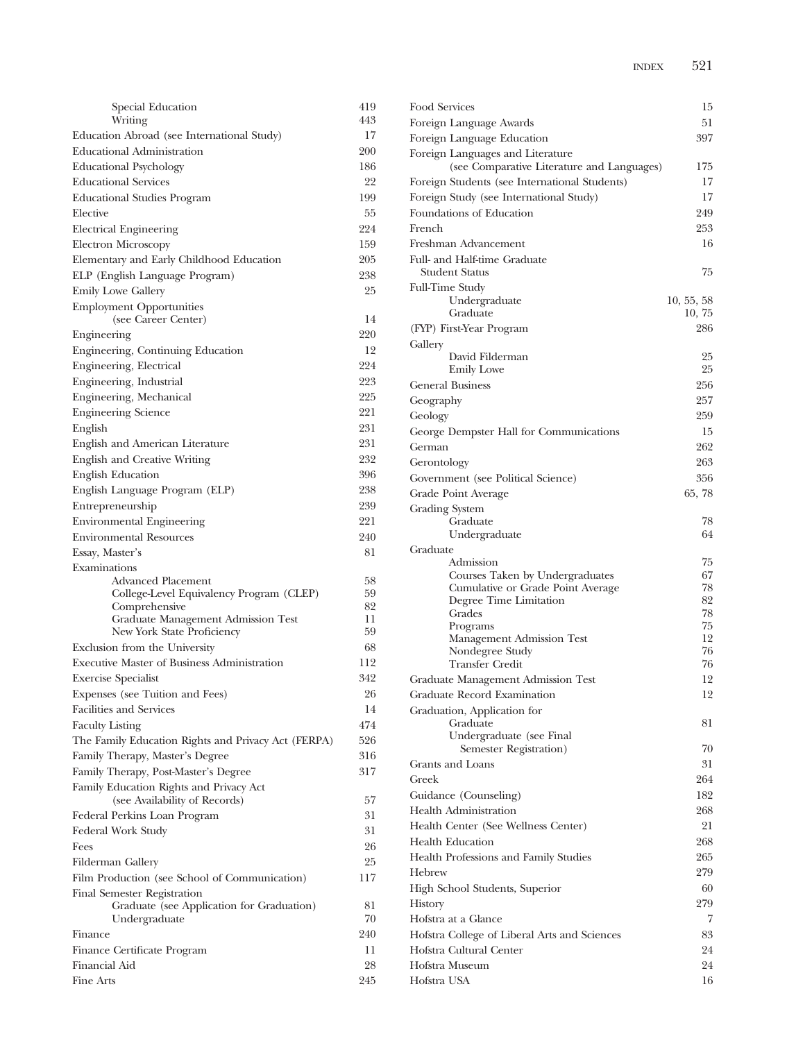- Special Education 419
- Writing 443

Education Abroad (see International Study) 17

Educational Administration 200

Educational Psychology 186

Educational Services 22

Educational Studies Program 199

Elective 55

Electrical Engineering 224

Electron Microscopy 159

Elementary and Early Childhood Education 205

ELP (English Language Program) 238

Emily Lowe Gallery 25

Employment Opportunities (see Career Center) 14

Engineering 220

Engineering, Continuing Education 12

Engineering, Electrical 224

Engineering, Industrial 223

Engineering, Mechanical 225

Engineering Science 221

English 231

English and American Literature 231

English and Creative Writing 232

English Education 396

English Language Program (ELP) 238

Entrepreneurship 239

Environmental Engineering 221

Environmental Resources 240

Essay, Master's 81

Examinations
- Advanced Placement 58
- College-Level Equivalency Program (CLEP) 59
- Comprehensive 82
- Graduate Management Admission Test 11
- New York State Proficiency 59

Exclusion from the University 68

Executive Master of Business Administration 112

Exercise Specialist 342

Expenses (see Tuition and Fees) 26

Facilities and Services 14

Faculty Listing 474

The Family Education Rights and Privacy Act (FERPA) 526

Family Therapy, Master's Degree 316

Family Therapy, Post-Master's Degree 317

Family Education Rights and Privacy Act (see Availability of Records) 57

Federal Perkins Loan Program 31

Federal Work Study 31

Fees 26

Filderman Gallery 25

Film Production (see School of Communication) 117

Final Semester Registration
- Graduate (see Application for Graduation) 81
- Undergraduate 70

Finance 240

Finance Certificate Program 11

Financial Aid 28

Fine Arts 245

Food Services 15

Foreign Language Awards 51

Foreign Language Education 397

Foreign Languages and Literature (see Comparative Literature and Languages) 175

Foreign Students (see International Students) 17

Foreign Study (see International Study) 17

Foundations of Education 249

French 253

Freshman Advancement 16

Full- and Half-time Graduate Student Status 75

Full-Time Study
- Undergraduate 10, 55, 58
- Graduate 10, 75

(FYP) First-Year Program 286

Gallery
- David Filderman 25
- Emily Lowe 25

General Business 256

Geography 257

Geology 259

George Dempster Hall for Communications 15

German 262

Gerontology 263

Government (see Political Science) 356

Grade Point Average 65, 78

Grading System
- Graduate 78
- Undergraduate 64

Graduate
- Admission 75
- Courses Taken by Undergraduates 67
- Cumulative or Grade Point Average 78
- Degree Time Limitation 82
- Grades 78
- Programs 75
- Management Admission Test 12
- Nondegree Study 76
- Transfer Credit 76

Graduate Management Admission Test 12

Graduate Record Examination 12

Graduation, Application for
- Graduate 81
- Undergraduate (see Final Semester Registration) 70

Grants and Loans 31

Greek 264

Guidance (Counseling) 182

Health Administration 268

Health Center (See Wellness Center) 21

Health Education 268

Health Professions and Family Studies 265

Hebrew 279

High School Students, Superior 60

History 279

Hofstra at a Glance 7

Hofstra College of Liberal Arts and Sciences 83

Hofstra Cultural Center 24

Hofstra Museum 24

Hofstra USA 16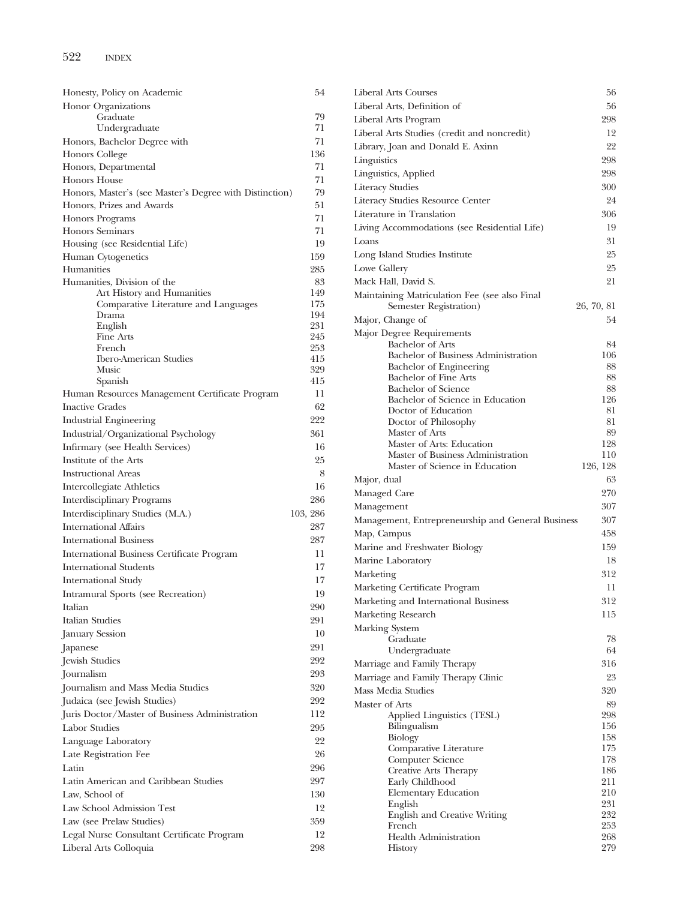| Entry | Page |
|---|---|
| Honesty, Policy on Academic | 54 |
| Honor Organizations | |
| Graduate | 79 |
| Undergraduate | 71 |
| Honors, Bachelor Degree with | 71 |
| Honors College | 136 |
| Honors, Departmental | 71 |
| Honors House | 71 |
| Honors, Master's (see Master's Degree with Distinction) | 79 |
| Honors, Prizes and Awards | 51 |
| Honors Programs | 71 |
| Honors Seminars | 71 |
| Housing (see Residential Life) | 19 |
| Human Cytogenetics | 159 |
| Humanities | 285 |
| Humanities, Division of the | 83 |
| Art History and Humanities | 149 |
| Comparative Literature and Languages | 175 |
| Drama | 194 |
| English | 231 |
| Fine Arts | 245 |
| French | 253 |
| Ibero-American Studies | 415 |
| Music | 329 |
| Spanish | 415 |
| Human Resources Management Certificate Program | 11 |
| Inactive Grades | 62 |
| Industrial Engineering | 222 |
| Industrial/Organizational Psychology | 361 |
| Infirmary (see Health Services) | 16 |
| Institute of the Arts | 25 |
| Instructional Areas | 8 |
| Intercollegiate Athletics | 16 |
| Interdisciplinary Programs | 286 |
| Interdisciplinary Studies (M.A.) | 103, 286 |
| International Affairs | 287 |
| International Business | 287 |
| International Business Certificate Program | 11 |
| International Students | 17 |
| International Study | 17 |
| Intramural Sports (see Recreation) | 19 |
| Italian | 290 |
| Italian Studies | 291 |
| January Session | 10 |
| Japanese | 291 |
| Jewish Studies | 292 |
| Journalism | 293 |
| Journalism and Mass Media Studies | 320 |
| Judaica (see Jewish Studies) | 292 |
| Juris Doctor/Master of Business Administration | 112 |
| Labor Studies | 295 |
| Language Laboratory | 22 |
| Late Registration Fee | 26 |
| Latin | 296 |
| Latin American and Caribbean Studies | 297 |
| Law, School of | 130 |
| Law School Admission Test | 12 |
| Law (see Prelaw Studies) | 359 |
| Legal Nurse Consultant Certificate Program | 12 |
| Liberal Arts Colloquia | 298 |
| Liberal Arts Courses | 56 |
| Liberal Arts, Definition of | 56 |
| Liberal Arts Program | 298 |
| Liberal Arts Studies (credit and noncredit) | 12 |
| Library, Joan and Donald E. Axinn | 22 |
| Linguistics | 298 |
| Linguistics, Applied | 298 |
| Literacy Studies | 300 |
| Literacy Studies Resource Center | 24 |
| Literature in Translation | 306 |
| Living Accommodations (see Residential Life) | 19 |
| Loans | 31 |
| Long Island Studies Institute | 25 |
| Lowe Gallery | 25 |
| Mack Hall, David S. | 21 |
| Maintaining Matriculation Fee (see also Final Semester Registration) | 26, 70, 81 |
| Major, Change of | 54 |
| Major Degree Requirements | |
| Bachelor of Arts | 84 |
| Bachelor of Business Administration | 106 |
| Bachelor of Engineering | 88 |
| Bachelor of Fine Arts | 88 |
| Bachelor of Science | 88 |
| Bachelor of Science in Education | 126 |
| Doctor of Education | 81 |
| Doctor of Philosophy | 81 |
| Master of Arts | 89 |
| Master of Arts: Education | 128 |
| Master of Business Administration | 110 |
| Master of Science in Education | 126, 128 |
| Major, dual | 63 |
| Managed Care | 270 |
| Management | 307 |
| Management, Entrepreneurship and General Business | 307 |
| Map, Campus | 458 |
| Marine and Freshwater Biology | 159 |
| Marine Laboratory | 18 |
| Marketing | 312 |
| Marketing Certificate Program | 11 |
| Marketing and International Business | 312 |
| Marketing Research | 115 |
| Marking System | |
| Graduate | 78 |
| Undergraduate | 64 |
| Marriage and Family Therapy | 316 |
| Marriage and Family Therapy Clinic | 23 |
| Mass Media Studies | 320 |
| Master of Arts | 89 |
| Applied Linguistics (TESL) | 298 |
| Bilingualism | 156 |
| Biology | 158 |
| Comparative Literature | 175 |
| Computer Science | 178 |
| Creative Arts Therapy | 186 |
| Early Childhood | 211 |
| Elementary Education | 210 |
| English | 231 |
| English and Creative Writing | 232 |
| French | 253 |
| Health Administration | 268 |
| History | 279 |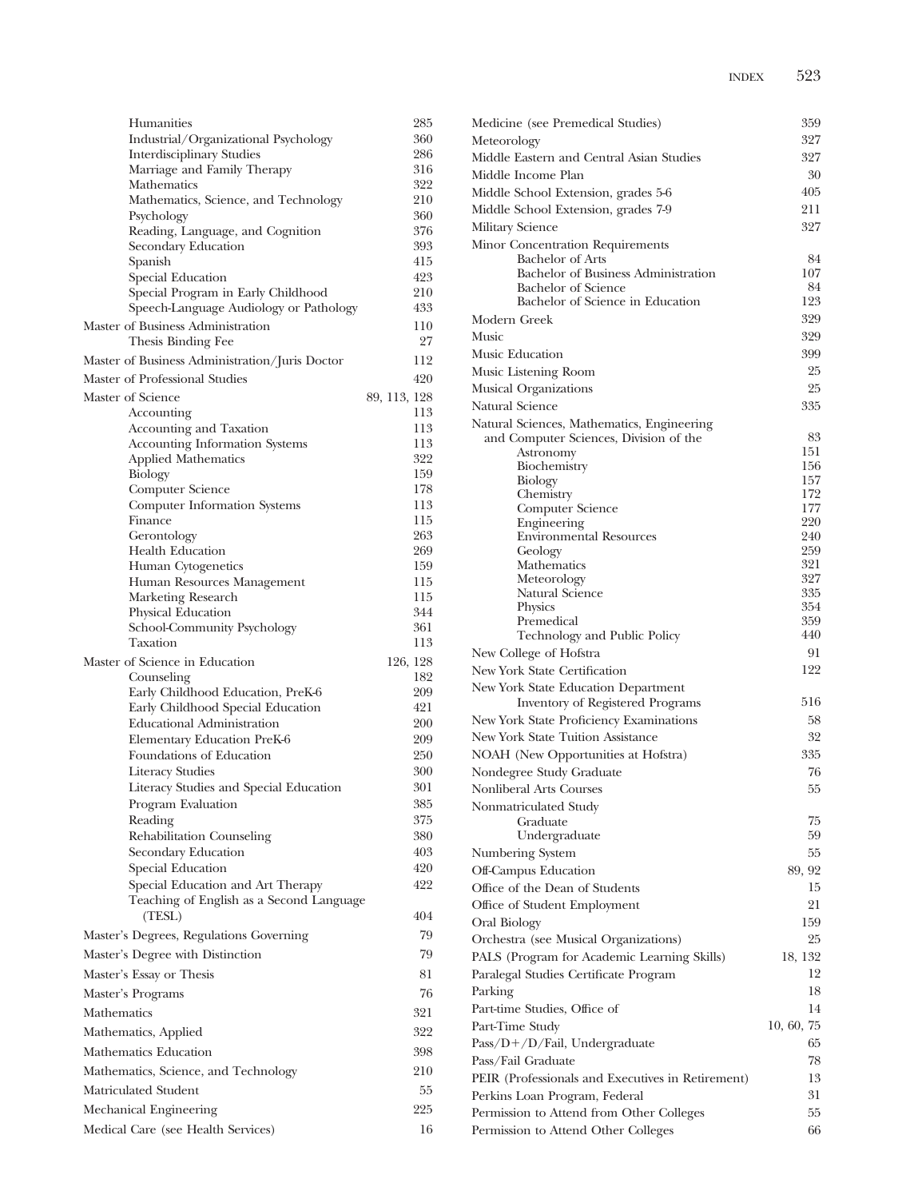Humanities 285
Industrial/Organizational Psychology 360
Interdisciplinary Studies 286
Marriage and Family Therapy 316
Mathematics 322
Mathematics, Science, and Technology 210
Psychology 360
Reading, Language, and Cognition 376
Secondary Education 393
Spanish 415
Special Education 423
Special Program in Early Childhood 210
Speech-Language Audiology or Pathology 433

Master of Business Administration 110
Thesis Binding Fee 27

Master of Business Administration/Juris Doctor 112

Master of Professional Studies 420

Master of Science 89, 113, 128
Accounting 113
Accounting and Taxation 113
Accounting Information Systems 113
Applied Mathematics 322
Biology 159
Computer Science 178
Computer Information Systems 113
Finance 115
Gerontology 263
Health Education 269
Human Cytogenetics 159
Human Resources Management 115
Marketing Research 115
Physical Education 344
School-Community Psychology 361
Taxation 113

Master of Science in Education 126, 128
Counseling 182
Early Childhood Education, PreK-6 209
Early Childhood Special Education 421
Educational Administration 200
Elementary Education PreK-6 209
Foundations of Education 250
Literacy Studies 300
Literacy Studies and Special Education 301
Program Evaluation 385
Reading 375
Rehabilitation Counseling 380
Secondary Education 403
Special Education 420
Special Education and Art Therapy 422
Teaching of English as a Second Language (TESL) 404

Master's Degrees, Regulations Governing 79

Master's Degree with Distinction 79

Master's Essay or Thesis 81

Master's Programs 76

Mathematics 321

Mathematics, Applied 322

Mathematics Education 398

Mathematics, Science, and Technology 210

Matriculated Student 55

Mechanical Engineering 225

Medical Care (see Health Services) 16

Medicine (see Premedical Studies) 359

Meteorology 327

Middle Eastern and Central Asian Studies 327

Middle Income Plan 30

Middle School Extension, grades 5-6 405

Middle School Extension, grades 7-9 211

Military Science 327

Minor Concentration Requirements
Bachelor of Arts 84
Bachelor of Business Administration 107
Bachelor of Science 84
Bachelor of Science in Education 123

Modern Greek 329

Music 329

Music Education 399

Music Listening Room 25

Musical Organizations 25

Natural Science 335

Natural Sciences, Mathematics, Engineering and Computer Sciences, Division of the 83
Astronomy 151
Biochemistry 156
Biology 157
Chemistry 172
Computer Science 177
Engineering 220
Environmental Resources 240
Geology 259
Mathematics 321
Meteorology 327
Natural Science 335
Physics 354
Premedical 359
Technology and Public Policy 440

New College of Hofstra 91

New York State Certification 122

New York State Education Department
Inventory of Registered Programs 516

New York State Proficiency Examinations 58

New York State Tuition Assistance 32

NOAH (New Opportunities at Hofstra) 335

Nondegree Study Graduate 76

Nonliberal Arts Courses 55

Nonmatriculated Study
Graduate 75
Undergraduate 59

Numbering System 55

Off-Campus Education 89, 92

Office of the Dean of Students 15

Office of Student Employment 21

Oral Biology 159

Orchestra (see Musical Organizations) 25

PALS (Program for Academic Learning Skills) 18, 132

Paralegal Studies Certificate Program 12

Parking 18

Part-time Studies, Office of 14

Part-Time Study 10, 60, 75

Pass/D+/D/Fail, Undergraduate 65

Pass/Fail Graduate 78

PEIR (Professionals and Executives in Retirement) 13

Perkins Loan Program, Federal 31

Permission to Attend from Other Colleges 55

Permission to Attend Other Colleges 66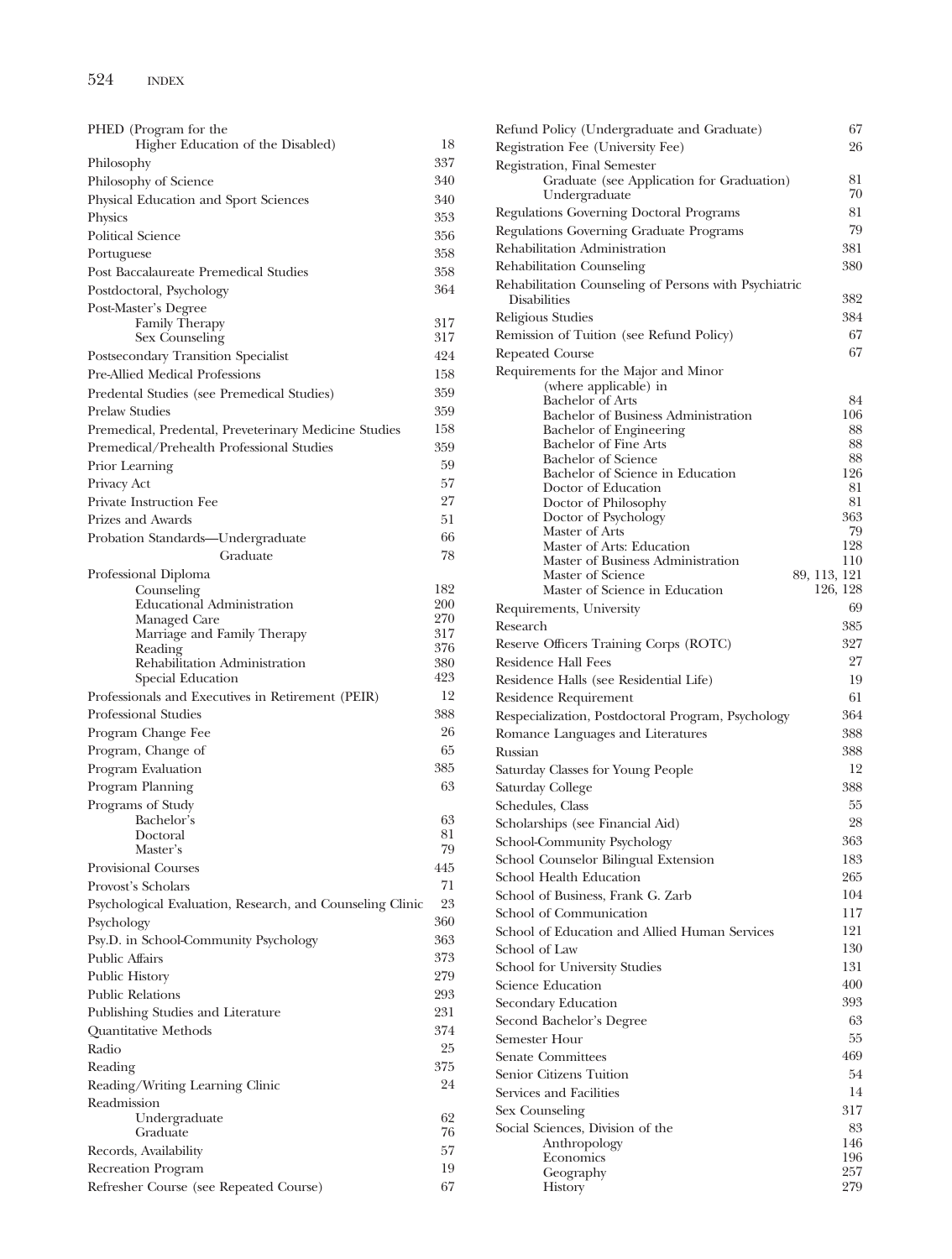PHED (Program for the Higher Education of the Disabled) 18
Philosophy 337
Philosophy of Science 340
Physical Education and Sport Sciences 340
Physics 353
Political Science 356
Portuguese 358
Post Baccalaureate Premedical Studies 358
Postdoctoral, Psychology 364
Post-Master's Degree
- Family Therapy 317
- Sex Counseling 317

Postsecondary Transition Specialist 424
Pre-Allied Medical Professions 158
Predental Studies (see Premedical Studies) 359
Prelaw Studies 359
Premedical, Predental, Preveterinary Medicine Studies 158
Premedical/Prehealth Professional Studies 359
Prior Learning 59
Privacy Act 57
Private Instruction Fee 27
Prizes and Awards 51
Probation Standards—Undergraduate 66
- Graduate 78

Professional Diploma
- Counseling 182
- Educational Administration 200
- Managed Care 270
- Marriage and Family Therapy 317
- Reading 376
- Rehabilitation Administration 380
- Special Education 423

Professionals and Executives in Retirement (PEIR) 12
Professional Studies 388
Program Change Fee 26
Program, Change of 65
Program Evaluation 385
Program Planning 63
Programs of Study
- Bachelor's 63
- Doctoral 81
- Master's 79

Provisional Courses 445
Provost's Scholars 71
Psychological Evaluation, Research, and Counseling Clinic 23
Psychology 360
Psy.D. in School-Community Psychology 363
Public Affairs 373
Public History 279
Public Relations 293
Publishing Studies and Literature 231
Quantitative Methods 374
Radio 25
Reading 375
Reading/Writing Learning Clinic 24
Readmission
- Undergraduate 62
- Graduate 76

Records, Availability 57
Recreation Program 19
Refresher Course (see Repeated Course) 67
Refund Policy (Undergraduate and Graduate) 67
Registration Fee (University Fee) 26
Registration, Final Semester
- Graduate (see Application for Graduation) 81
- Undergraduate 70

Regulations Governing Doctoral Programs 81
Regulations Governing Graduate Programs 79
Rehabilitation Administration 381
Rehabilitation Counseling 380
Rehabilitation Counseling of Persons with Psychiatric Disabilities 382
Religious Studies 384
Remission of Tuition (see Refund Policy) 67
Repeated Course 67
Requirements for the Major and Minor (where applicable) in
- Bachelor of Arts 84
- Bachelor of Business Administration 106
- Bachelor of Engineering 88
- Bachelor of Fine Arts 88
- Bachelor of Science 88
- Bachelor of Science in Education 126
- Doctor of Education 81
- Doctor of Philosophy 81
- Doctor of Psychology 363
- Master of Arts 79
- Master of Arts: Education 128
- Master of Business Administration 110
- Master of Science 89, 113, 121
- Master of Science in Education 126, 128

Requirements, University 69
Research 385
Reserve Officers Training Corps (ROTC) 327
Residence Hall Fees 27
Residence Halls (see Residential Life) 19
Residence Requirement 61
Respecialization, Postdoctoral Program, Psychology 364
Romance Languages and Literatures 388
Russian 388
Saturday Classes for Young People 12
Saturday College 388
Schedules, Class 55
Scholarships (see Financial Aid) 28
School-Community Psychology 363
School Counselor Bilingual Extension 183
School Health Education 265
School of Business, Frank G. Zarb 104
School of Communication 117
School of Education and Allied Human Services 121
School of Law 130
School for University Studies 131
Science Education 400
Secondary Education 393
Second Bachelor's Degree 63
Semester Hour 55
Senate Committees 469
Senior Citizens Tuition 54
Services and Facilities 14
Sex Counseling 317
Social Sciences, Division of the 83
- Anthropology 146
- Economics 196
- Geography 257
- History 279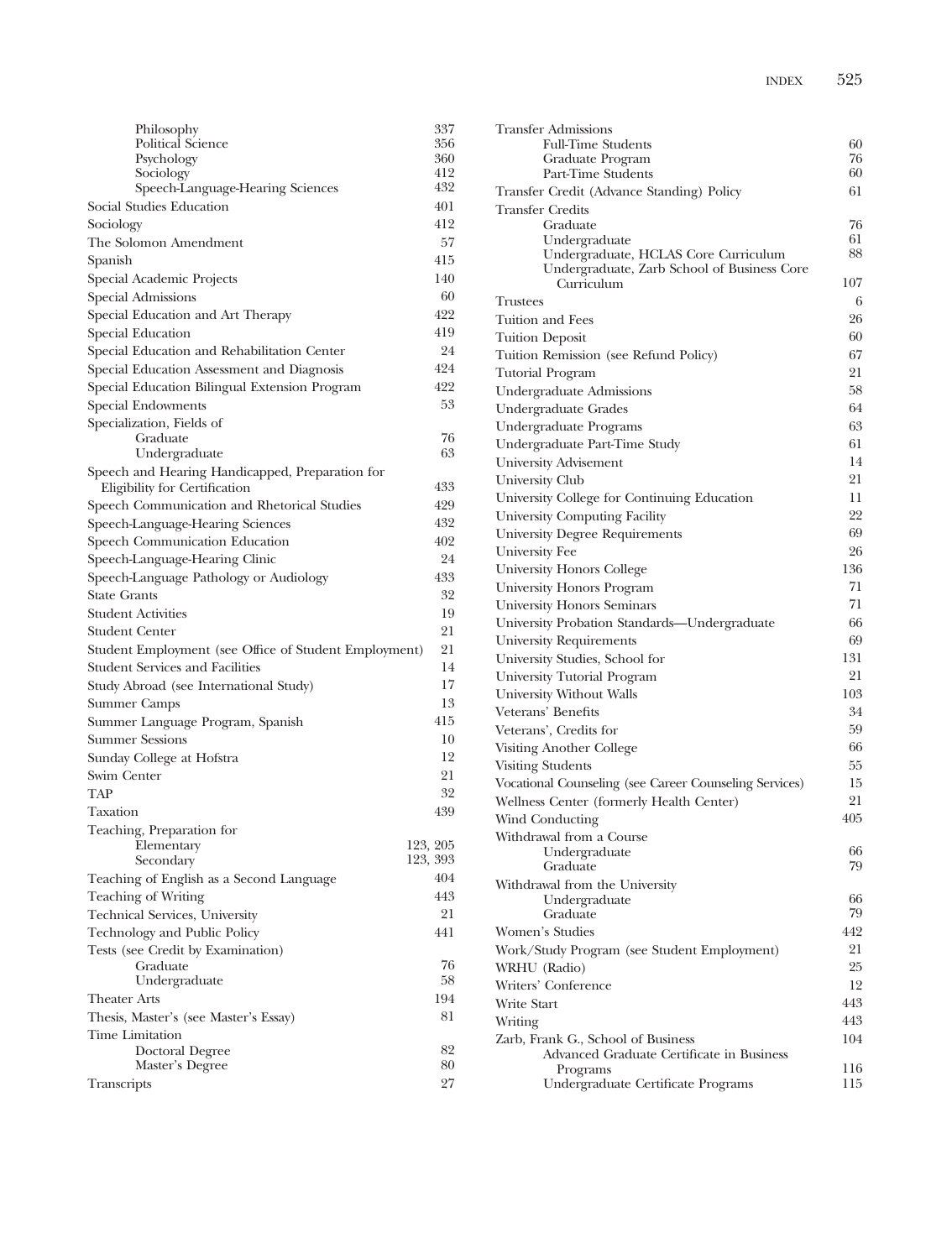Philosophy 337
Political Science 356
Psychology 360
Sociology 412
Speech-Language-Hearing Sciences 432

Social Studies Education 401

Sociology 412

The Solomon Amendment 57

Spanish 415

Special Academic Projects 140

Special Admissions 60

Special Education and Art Therapy 422

Special Education 419

Special Education and Rehabilitation Center 24

Special Education Assessment and Diagnosis 424

Special Education Bilingual Extension Program 422

Special Endowments 53

Specialization, Fields of
Graduate 76
Undergraduate 63

Speech and Hearing Handicapped, Preparation for Eligibility for Certification 433

Speech Communication and Rhetorical Studies 429

Speech-Language-Hearing Sciences 432

Speech Communication Education 402

Speech-Language-Hearing Clinic 24

Speech-Language Pathology or Audiology 433

State Grants 32

Student Activities 19

Student Center 21

Student Employment (see Office of Student Employment) 21

Student Services and Facilities 14

Study Abroad (see International Study) 17

Summer Camps 13

Summer Language Program, Spanish 415

Summer Sessions 10

Sunday College at Hofstra 12

Swim Center 21

TAP 32

Taxation 439

Teaching, Preparation for
Elementary 123, 205
Secondary 123, 393

Teaching of English as a Second Language 404

Teaching of Writing 443

Technical Services, University 21

Technology and Public Policy 441

Tests (see Credit by Examination)
Graduate 76
Undergraduate 58

Theater Arts 194

Thesis, Master's (see Master's Essay) 81

Time Limitation
Doctoral Degree 82
Master's Degree 80

Transcripts 27

Transfer Admissions
Full-Time Students 60
Graduate Program 76
Part-Time Students 60

Transfer Credit (Advance Standing) Policy 61

Transfer Credits
Graduate 76
Undergraduate 61
Undergraduate, HCLAS Core Curriculum 88
Undergraduate, Zarb School of Business Core Curriculum 107

Trustees 6

Tuition and Fees 26

Tuition Deposit 60

Tuition Remission (see Refund Policy) 67

Tutorial Program 21

Undergraduate Admissions 58

Undergraduate Grades 64

Undergraduate Programs 63

Undergraduate Part-Time Study 61

University Advisement 14

University Club 21

University College for Continuing Education 11

University Computing Facility 22

University Degree Requirements 69

University Fee 26

University Honors College 136

University Honors Program 71

University Honors Seminars 71

University Probation Standards—Undergraduate 66

University Requirements 69

University Studies, School for 131

University Tutorial Program 21

University Without Walls 103

Veterans' Benefits 34

Veterans', Credits for 59

Visiting Another College 66

Visiting Students 55

Vocational Counseling (see Career Counseling Services) 15

Wellness Center (formerly Health Center) 21

Wind Conducting 405

Withdrawal from a Course
Undergraduate 66
Graduate 79

Withdrawal from the University
Undergraduate 66
Graduate 79

Women's Studies 442

Work/Study Program (see Student Employment) 21

WRHU (Radio) 25

Writers' Conference 12

Write Start 443

Writing 443

Zarb, Frank G., School of Business 104
Advanced Graduate Certificate in Business Programs 116
Undergraduate Certificate Programs 115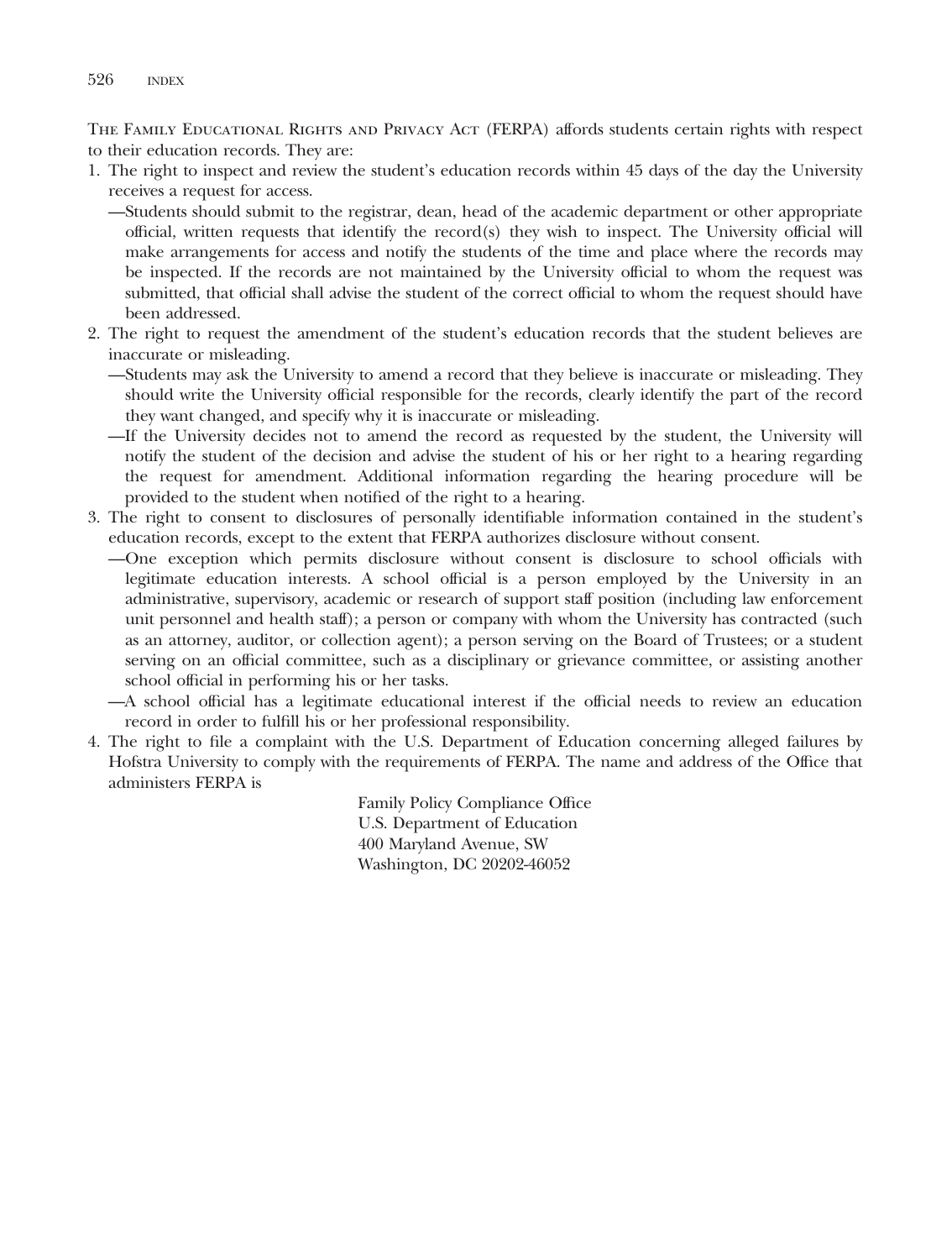The Family Educational Rights and Privacy Act (FERPA) affords students certain rights with respect to their education records. They are:

1. The right to inspect and review the student's education records within 45 days of the day the University receives a request for access.
   —Students should submit to the registrar, dean, head of the academic department or other appropriate official, written requests that identify the record(s) they wish to inspect. The University official will make arrangements for access and notify the students of the time and place where the records may be inspected. If the records are not maintained by the University official to whom the request was submitted, that official shall advise the student of the correct official to whom the request should have been addressed.
2. The right to request the amendment of the student's education records that the student believes are inaccurate or misleading.
   —Students may ask the University to amend a record that they believe is inaccurate or misleading. They should write the University official responsible for the records, clearly identify the part of the record they want changed, and specify why it is inaccurate or misleading.
   —If the University decides not to amend the record as requested by the student, the University will notify the student of the decision and advise the student of his or her right to a hearing regarding the request for amendment. Additional information regarding the hearing procedure will be provided to the student when notified of the right to a hearing.
3. The right to consent to disclosures of personally identifiable information contained in the student's education records, except to the extent that FERPA authorizes disclosure without consent.
   —One exception which permits disclosure without consent is disclosure to school officials with legitimate education interests. A school official is a person employed by the University in an administrative, supervisory, academic or research of support staff position (including law enforcement unit personnel and health staff); a person or company with whom the University has contracted (such as an attorney, auditor, or collection agent); a person serving on the Board of Trustees; or a student serving on an official committee, such as a disciplinary or grievance committee, or assisting another school official in performing his or her tasks.
   —A school official has a legitimate educational interest if the official needs to review an education record in order to fulfill his or her professional responsibility.
4. The right to file a complaint with the U.S. Department of Education concerning alleged failures by Hofstra University to comply with the requirements of FERPA. The name and address of the Office that administers FERPA is

   Family Policy Compliance Office
   U.S. Department of Education
   400 Maryland Avenue, SW
   Washington, DC 20202-46052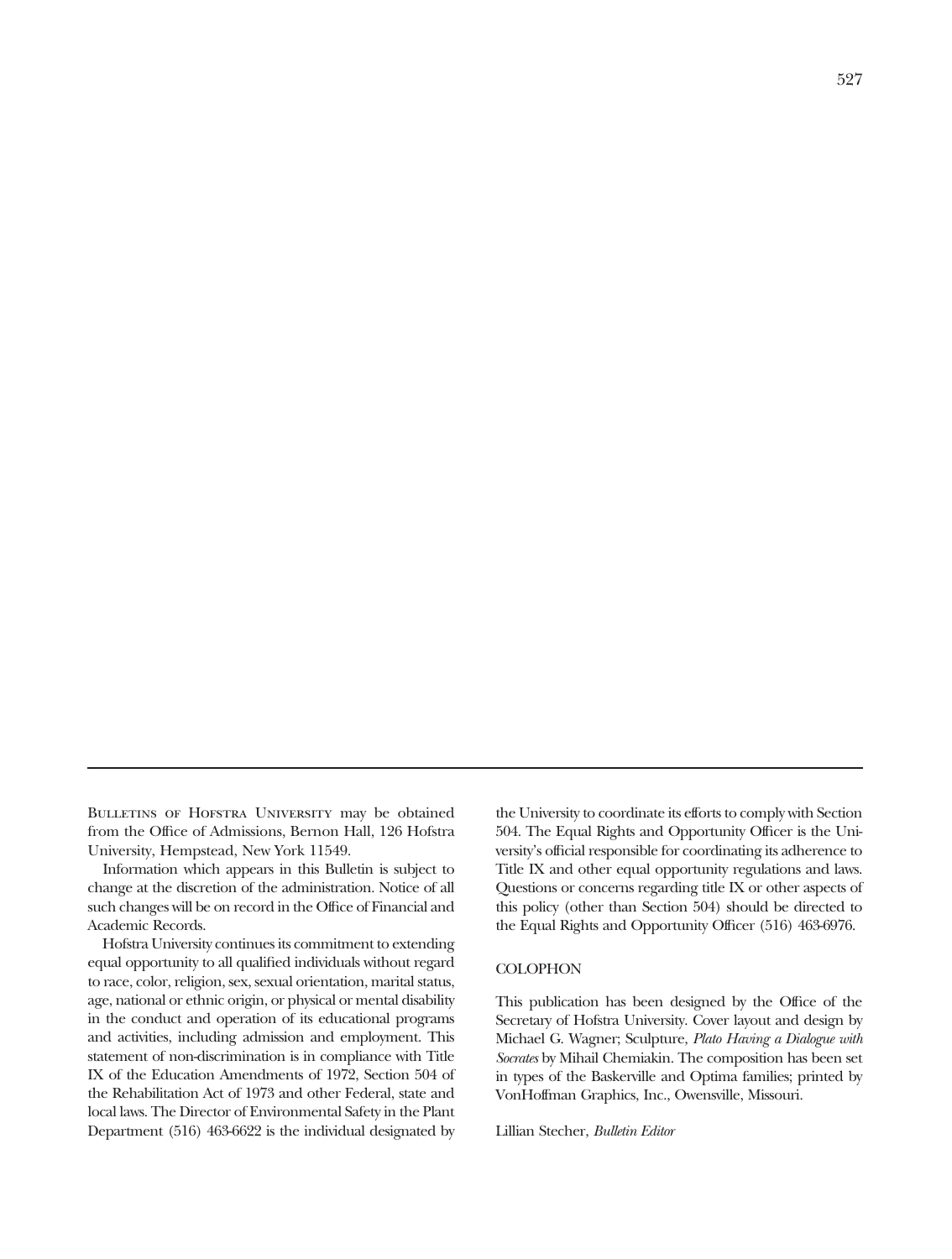Bulletins of Hofstra University may be obtained from the Office of Admissions, Bernon Hall, 126 Hofstra University, Hempstead, New York 11549.

Information which appears in this Bulletin is subject to change at the discretion of the administration. Notice of all such changes will be on record in the Office of Financial and Academic Records.

Hofstra University continues its commitment to extending equal opportunity to all qualified individuals without regard to race, color, religion, sex, sexual orientation, marital status, age, national or ethnic origin, or physical or mental disability in the conduct and operation of its educational programs and activities, including admission and employment. This statement of non-discrimination is in compliance with Title IX of the Education Amendments of 1972, Section 504 of the Rehabilitation Act of 1973 and other Federal, state and local laws. The Director of Environmental Safety in the Plant Department (516) 463-6622 is the individual designated by the University to coordinate its efforts to comply with Section 504. The Equal Rights and Opportunity Officer is the University's official responsible for coordinating its adherence to Title IX and other equal opportunity regulations and laws. Questions or concerns regarding title IX or other aspects of this policy (other than Section 504) should be directed to the Equal Rights and Opportunity Officer (516) 463-6976.

## COLOPHON

This publication has been designed by the Office of the Secretary of Hofstra University. Cover layout and design by Michael G. Wagner; Sculpture, *Plato Having a Dialogue with Socrates* by Mihail Chemiakin. The composition has been set in types of the Baskerville and Optima families; printed by VonHoffman Graphics, Inc., Owensville, Missouri.

Lillian Stecher, *Bulletin Editor*